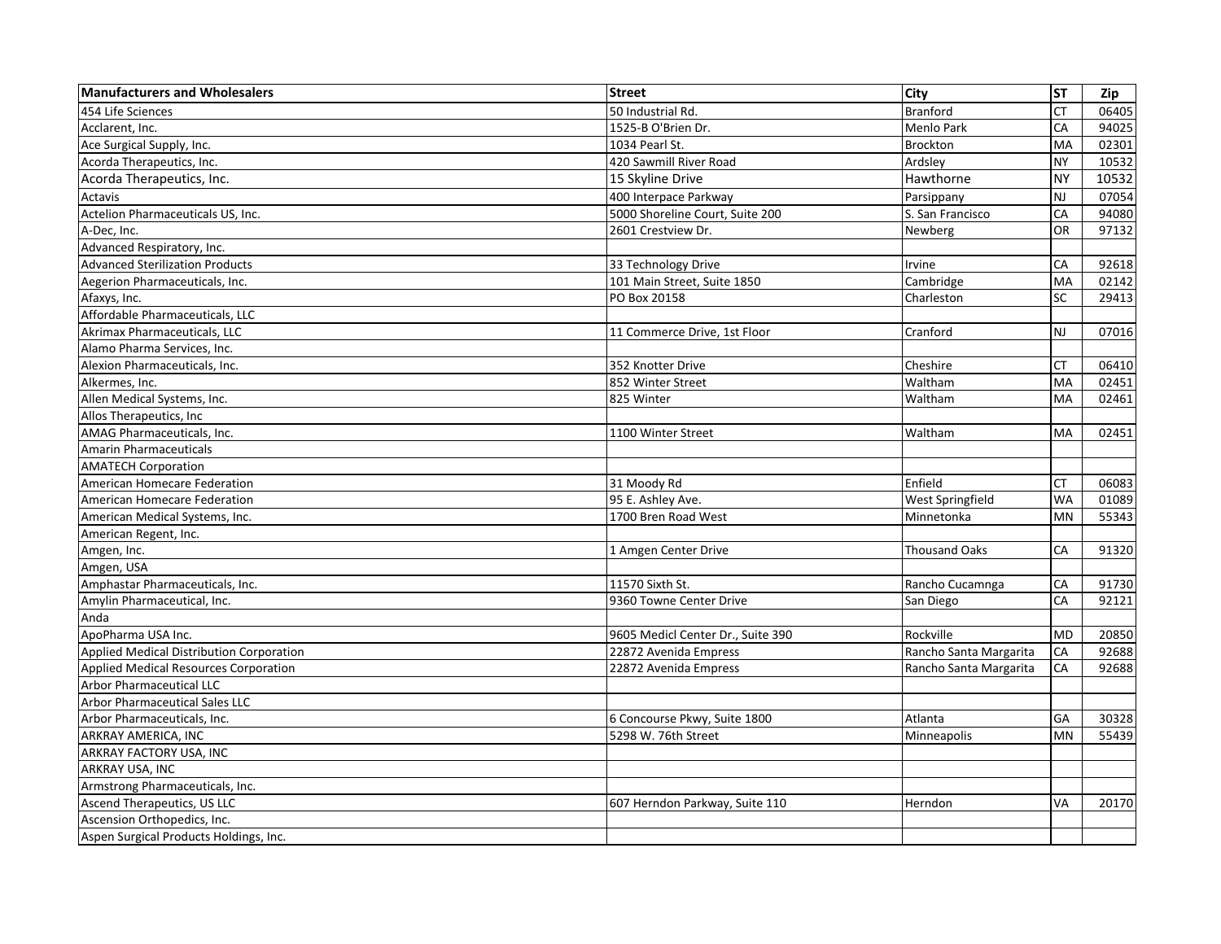| Manufacturers and Wholesalers | Street | City | ST | Zip |
|---|---|---|---|---|
| 454 Life Sciences | 50 Industrial Rd. | Branford | CT | 06405 |
| Acclarent, Inc. | 1525-B O'Brien Dr. | Menlo Park | CA | 94025 |
| Ace Surgical Supply, Inc. | 1034 Pearl St. | Brockton | MA | 02301 |
| Acorda Therapeutics, Inc. | 420 Sawmill River Road | Ardsley | NY | 10532 |
| Acorda Therapeutics, Inc. | 15 Skyline Drive | Hawthorne | NY | 10532 |
| Actavis | 400 Interpace Parkway | Parsippany | NJ | 07054 |
| Actelion Pharmaceuticals US, Inc. | 5000 Shoreline Court, Suite 200 | S. San Francisco | CA | 94080 |
| A-Dec, Inc. | 2601 Crestview Dr. | Newberg | OR | 97132 |
| Advanced Respiratory, Inc. | | | | |
| Advanced Sterilization Products | 33 Technology Drive | Irvine | CA | 92618 |
| Aegerion Pharmaceuticals, Inc. | 101 Main Street, Suite 1850 | Cambridge | MA | 02142 |
| Afaxys, Inc. | PO Box 20158 | Charleston | SC | 29413 |
| Affordable Pharmaceuticals, LLC | | | | |
| Akrimax Pharmaceuticals, LLC | 11 Commerce Drive, 1st Floor | Cranford | NJ | 07016 |
| Alamo Pharma Services, Inc. | | | | |
| Alexion Pharmaceuticals, Inc. | 352 Knotter Drive | Cheshire | CT | 06410 |
| Alkermes, Inc. | 852 Winter Street | Waltham | MA | 02451 |
| Allen Medical Systems, Inc. | 825 Winter | Waltham | MA | 02461 |
| Allos Therapeutics, Inc | | | | |
| AMAG Pharmaceuticals, Inc. | 1100 Winter Street | Waltham | MA | 02451 |
| Amarin Pharmaceuticals | | | | |
| AMATECH Corporation | | | | |
| American Homecare Federation | 31 Moody Rd | Enfield | CT | 06083 |
| American Homecare Federation | 95 E. Ashley Ave. | West Springfield | WA | 01089 |
| American Medical Systems, Inc. | 1700 Bren Road West | Minnetonka | MN | 55343 |
| American Regent, Inc. | | | | |
| Amgen, Inc. | 1 Amgen Center Drive | Thousand Oaks | CA | 91320 |
| Amgen, USA | | | | |
| Amphastar Pharmaceuticals, Inc. | 11570 Sixth St. | Rancho Cucamnga | CA | 91730 |
| Amylin Pharmaceutical, Inc. | 9360 Towne Center Drive | San Diego | CA | 92121 |
| Anda | | | | |
| ApoPharma USA Inc. | 9605 Medicl Center Dr., Suite 390 | Rockville | MD | 20850 |
| Applied Medical Distribution Corporation | 22872 Avenida Empress | Rancho Santa Margarita | CA | 92688 |
| Applied Medical Resources Corporation | 22872 Avenida Empress | Rancho Santa Margarita | CA | 92688 |
| Arbor Pharmaceutical LLC | | | | |
| Arbor Pharmaceutical Sales LLC | | | | |
| Arbor Pharmaceuticals, Inc. | 6 Concourse Pkwy, Suite 1800 | Atlanta | GA | 30328 |
| ARKRAY AMERICA, INC | 5298 W. 76th Street | Minneapolis | MN | 55439 |
| ARKRAY FACTORY USA, INC | | | | |
| ARKRAY USA, INC | | | | |
| Armstrong Pharmaceuticals, Inc. | | | | |
| Ascend Therapeutics, US LLC | 607 Herndon Parkway, Suite 110 | Herndon | VA | 20170 |
| Ascension Orthopedics, Inc. | | | | |
| Aspen Surgical Products Holdings, Inc. | | | | |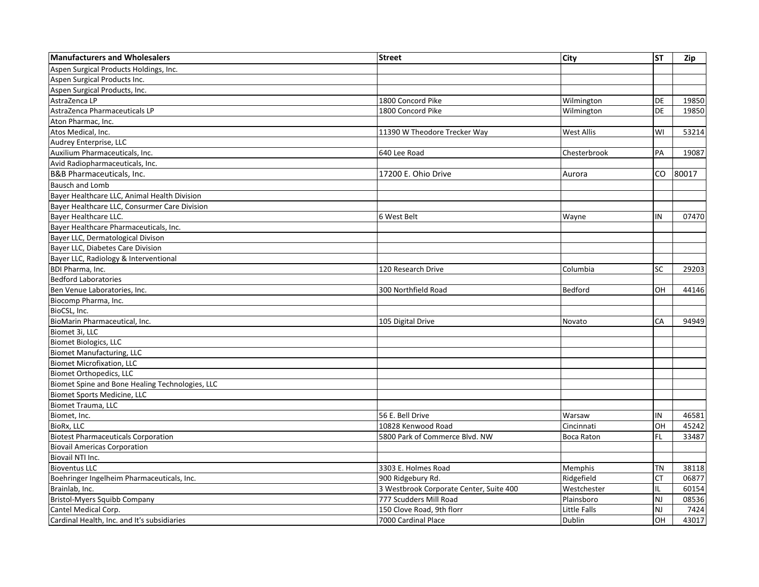| Manufacturers and Wholesalers | Street | City | ST | Zip |
|---|---|---|---|---|
| Aspen Surgical Products Holdings, Inc. | | | | |
| Aspen Surgical Products Inc. | | | | |
| Aspen Surgical Products, Inc. | | | | |
| AstraZenca LP | 1800 Concord Pike | Wilmington | DE | 19850 |
| AstraZenca Pharmaceuticals LP | 1800 Concord Pike | Wilmington | DE | 19850 |
| Aton Pharmac, Inc. | | | | |
| Atos Medical, Inc. | 11390 W Theodore Trecker Way | West Allis | WI | 53214 |
| Audrey Enterprise, LLC | | | | |
| Auxilium Pharmaceuticals, Inc. | 640 Lee Road | Chesterbrook | PA | 19087 |
| Avid Radiopharmaceuticals, Inc. | | | | |
| B&B Pharmaceuticals, Inc. | 17200 E. Ohio Drive | Aurora | CO | 80017 |
| Bausch and Lomb | | | | |
| Bayer Healthcare LLC, Animal Health Division | | | | |
| Bayer Healthcare LLC, Consurmer Care Division | | | | |
| Bayer Healthcare LLC. | 6 West Belt | Wayne | IN | 07470 |
| Bayer Healthcare Pharmaceuticals, Inc. | | | | |
| Bayer LLC, Dermatological Divison | | | | |
| Bayer LLC, Diabetes Care Division | | | | |
| Bayer LLC, Radiology & Interventional | | | | |
| BDI Pharma, Inc. | 120 Research Drive | Columbia | SC | 29203 |
| Bedford Laboratories | | | | |
| Ben Venue Laboratories, Inc. | 300 Northfield Road | Bedford | OH | 44146 |
| Biocomp Pharma, Inc. | | | | |
| BioCSL, Inc. | | | | |
| BioMarin Pharmaceutical, Inc. | 105 Digital Drive | Novato | CA | 94949 |
| Biomet 3i, LLC | | | | |
| Biomet Biologics, LLC | | | | |
| Biomet Manufacturing, LLC | | | | |
| Biomet Microfixation, LLC | | | | |
| Biomet Orthopedics, LLC | | | | |
| Biomet Spine and Bone Healing Technologies, LLC | | | | |
| Biomet Sports Medicine, LLC | | | | |
| Biomet Trauma, LLC | | | | |
| Biomet, Inc. | 56 E. Bell Drive | Warsaw | IN | 46581 |
| BioRx, LLC | 10828 Kenwood Road | Cincinnati | OH | 45242 |
| Biotest Pharmaceuticals Corporation | 5800 Park of Commerce Blvd. NW | Boca Raton | FL | 33487 |
| Biovail Americas Corporation | | | | |
| Biovail NTI Inc. | | | | |
| Bioventus LLC | 3303 E. Holmes Road | Memphis | TN | 38118 |
| Boehringer Ingelheim Pharmaceuticals, Inc. | 900 Ridgebury Rd. | Ridgefield | CT | 06877 |
| Brainlab, Inc. | 3 Westbrook Corporate Center, Suite 400 | Westchester | IL | 60154 |
| Bristol-Myers Squibb Company | 777 Scudders Mill Road | Plainsboro | NJ | 08536 |
| Cantel Medical Corp. | 150 Clove Road, 9th florr | Little Falls | NJ | 7424 |
| Cardinal Health, Inc. and It's subsidiaries | 7000 Cardinal Place | Dublin | OH | 43017 |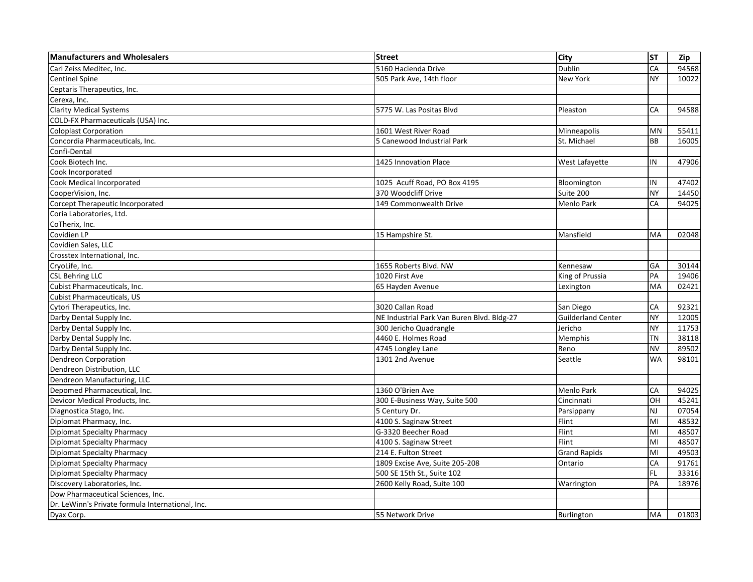| Manufacturers and Wholesalers | Street | City | ST | Zip |
|---|---|---|---|---|
| Carl Zeiss Meditec, Inc. | 5160 Hacienda Drive | Dublin | CA | 94568 |
| Centinel Spine | 505 Park Ave, 14th floor | New York | NY | 10022 |
| Ceptaris Therapeutics, Inc. | | | | |
| Cerexa, Inc. | | | | |
| Clarity Medical Systems | 5775 W. Las Positas Blvd | Pleaston | CA | 94588 |
| COLD-FX Pharmaceuticals (USA) Inc. | | | | |
| Coloplast Corporation | 1601 West River Road | Minneapolis | MN | 55411 |
| Concordia Pharmaceuticals, Inc. | 5 Canewood Industrial Park | St. Michael | BB | 16005 |
| Confi-Dental | | | | |
| Cook Biotech Inc. | 1425 Innovation Place | West Lafayette | IN | 47906 |
| Cook Incorporated | | | | |
| Cook Medical Incorporated | 1025 Acuff Road, PO Box 4195 | Bloomington | IN | 47402 |
| CooperVision, Inc. | 370 Woodcliff Drive | Suite 200 | NY | 14450 |
| Corcept Therapeutic Incorporated | 149 Commonwealth Drive | Menlo Park | CA | 94025 |
| Coria Laboratories, Ltd. | | | | |
| CoTherix, Inc. | | | | |
| Covidien LP | 15 Hampshire St. | Mansfield | MA | 02048 |
| Covidien Sales, LLC | | | | |
| Crosstex International, Inc. | | | | |
| CryoLife, Inc. | 1655 Roberts Blvd. NW | Kennesaw | GA | 30144 |
| CSL Behring LLC | 1020 First Ave | King of Prussia | PA | 19406 |
| Cubist Pharmaceuticals, Inc. | 65 Hayden Avenue | Lexington | MA | 02421 |
| Cubist Pharmaceuticals, US | | | | |
| Cytori Therapeutics, Inc. | 3020 Callan Road | San Diego | CA | 92321 |
| Darby Dental Supply Inc. | NE Industrial Park Van Buren Blvd. Bldg-27 | Guilderland Center | NY | 12005 |
| Darby Dental Supply Inc. | 300 Jericho Quadrangle | Jericho | NY | 11753 |
| Darby Dental Supply Inc. | 4460 E. Holmes Road | Memphis | TN | 38118 |
| Darby Dental Supply Inc. | 4745 Longley Lane | Reno | NV | 89502 |
| Dendreon Corporation | 1301 2nd Avenue | Seattle | WA | 98101 |
| Dendreon Distribution, LLC | | | | |
| Dendreon Manufacturing, LLC | | | | |
| Depomed Pharmaceutical, Inc. | 1360 O'Brien Ave | Menlo Park | CA | 94025 |
| Devicor Medical Products, Inc. | 300 E-Business Way, Suite 500 | Cincinnati | OH | 45241 |
| Diagnostica Stago, Inc. | 5 Century Dr. | Parsippany | NJ | 07054 |
| Diplomat Pharmacy, Inc. | 4100 S. Saginaw Street | Flint | MI | 48532 |
| Diplomat Specialty Pharmacy | G-3320 Beecher Road | Flint | MI | 48507 |
| Diplomat Specialty Pharmacy | 4100 S. Saginaw Street | Flint | MI | 48507 |
| Diplomat Specialty Pharmacy | 214 E. Fulton Street | Grand Rapids | MI | 49503 |
| Diplomat Specialty Pharmacy | 1809 Excise Ave, Suite 205-208 | Ontario | CA | 91761 |
| Diplomat Specialty Pharmacy | 500 SE 15th St., Suite 102 | | FL | 33316 |
| Discovery Laboratories, Inc. | 2600 Kelly Road, Suite 100 | Warrington | PA | 18976 |
| Dow Pharmaceutical Sciences, Inc. | | | | |
| Dr. LeWinn's Private formula International, Inc. | | | | |
| Dyax Corp. | 55 Network Drive | Burlington | MA | 01803 |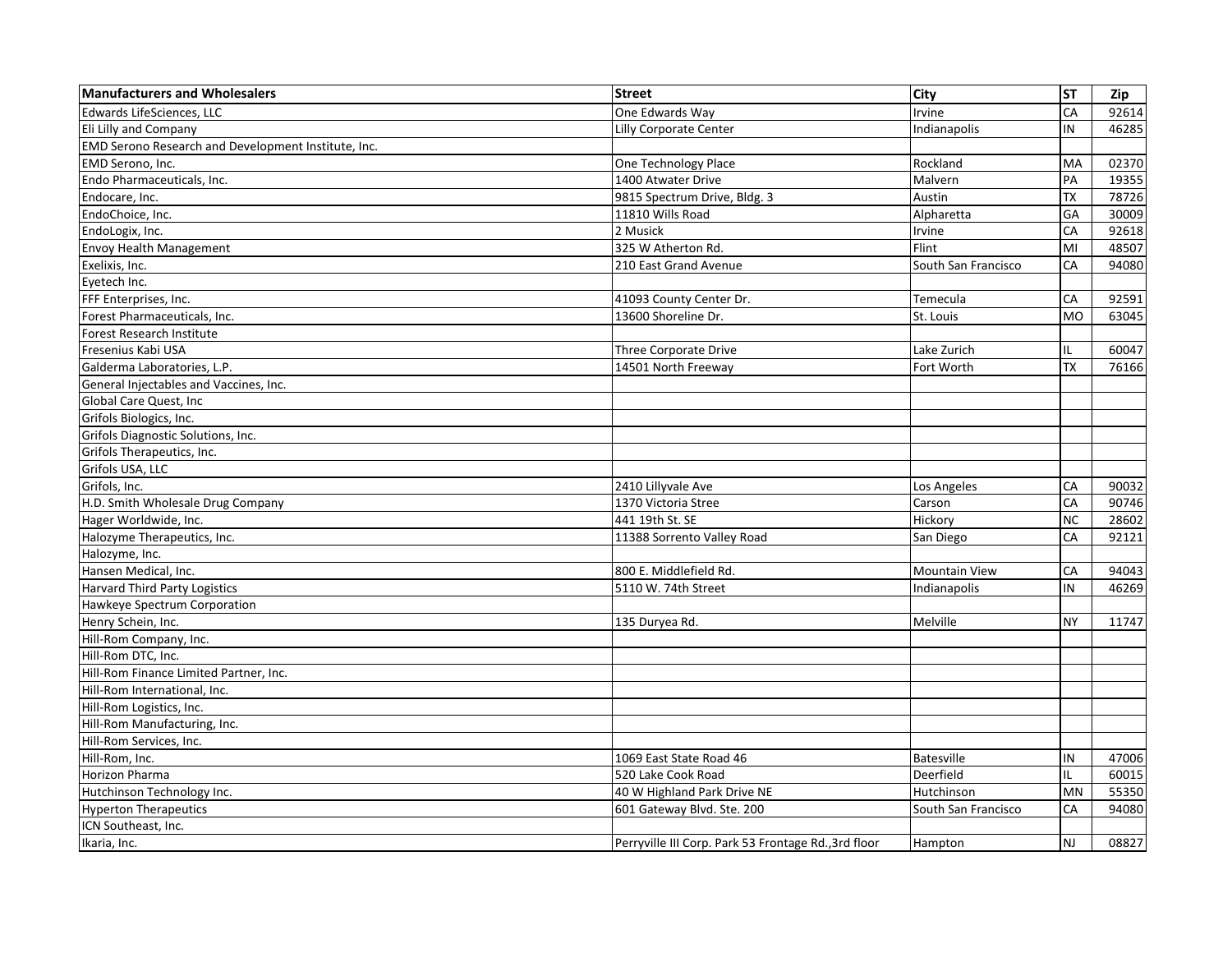| Manufacturers and Wholesalers | Street | City | ST | Zip |
|---|---|---|---|---|
| Edwards LifeSciences, LLC | One Edwards Way | Irvine | CA | 92614 |
| Eli Lilly and Company | Lilly Corporate Center | Indianapolis | IN | 46285 |
| EMD Serono Research and Development Institute, Inc. | | | | |
| EMD Serono, Inc. | One Technology Place | Rockland | MA | 02370 |
| Endo Pharmaceuticals, Inc. | 1400 Atwater Drive | Malvern | PA | 19355 |
| Endocare, Inc. | 9815 Spectrum Drive, Bldg. 3 | Austin | TX | 78726 |
| EndoChoice, Inc. | 11810 Wills Road | Alpharetta | GA | 30009 |
| EndoLogix, Inc. | 2 Musick | Irvine | CA | 92618 |
| Envoy Health Management | 325 W Atherton Rd. | Flint | MI | 48507 |
| Exelixis, Inc. | 210 East Grand Avenue | South San Francisco | CA | 94080 |
| Eyetech Inc. | | | | |
| FFF Enterprises, Inc. | 41093 County Center Dr. | Temecula | CA | 92591 |
| Forest Pharmaceuticals, Inc. | 13600 Shoreline Dr. | St. Louis | MO | 63045 |
| Forest Research Institute | | | | |
| Fresenius Kabi USA | Three Corporate Drive | Lake Zurich | IL | 60047 |
| Galderma Laboratories, L.P. | 14501 North Freeway | Fort Worth | TX | 76166 |
| General Injectables and Vaccines, Inc. | | | | |
| Global Care Quest, Inc | | | | |
| Grifols Biologics, Inc. | | | | |
| Grifols Diagnostic Solutions, Inc. | | | | |
| Grifols Therapeutics, Inc. | | | | |
| Grifols USA, LLC | | | | |
| Grifols, Inc. | 2410 Lillyvale Ave | Los Angeles | CA | 90032 |
| H.D. Smith Wholesale Drug Company | 1370 Victoria Stree | Carson | CA | 90746 |
| Hager Worldwide, Inc. | 441 19th St. SE | Hickory | NC | 28602 |
| Halozyme Therapeutics, Inc. | 11388 Sorrento Valley Road | San Diego | CA | 92121 |
| Halozyme, Inc. | | | | |
| Hansen Medical, Inc. | 800 E. Middlefield Rd. | Mountain View | CA | 94043 |
| Harvard Third Party Logistics | 5110 W. 74th Street | Indianapolis | IN | 46269 |
| Hawkeye Spectrum Corporation | | | | |
| Henry Schein, Inc. | 135 Duryea Rd. | Melville | NY | 11747 |
| Hill-Rom Company, Inc. | | | | |
| Hill-Rom DTC, Inc. | | | | |
| Hill-Rom Finance Limited Partner, Inc. | | | | |
| Hill-Rom International, Inc. | | | | |
| Hill-Rom Logistics, Inc. | | | | |
| Hill-Rom Manufacturing, Inc. | | | | |
| Hill-Rom Services, Inc. | | | | |
| Hill-Rom, Inc. | 1069 East State Road 46 | Batesville | IN | 47006 |
| Horizon Pharma | 520 Lake Cook Road | Deerfield | IL | 60015 |
| Hutchinson Technology Inc. | 40 W Highland Park Drive NE | Hutchinson | MN | 55350 |
| Hyperton Therapeutics | 601 Gateway Blvd. Ste. 200 | South San Francisco | CA | 94080 |
| ICN Southeast, Inc. | | | | |
| Ikaria, Inc. | Perryville III Corp. Park 53 Frontage Rd.,3rd floor | Hampton | NJ | 08827 |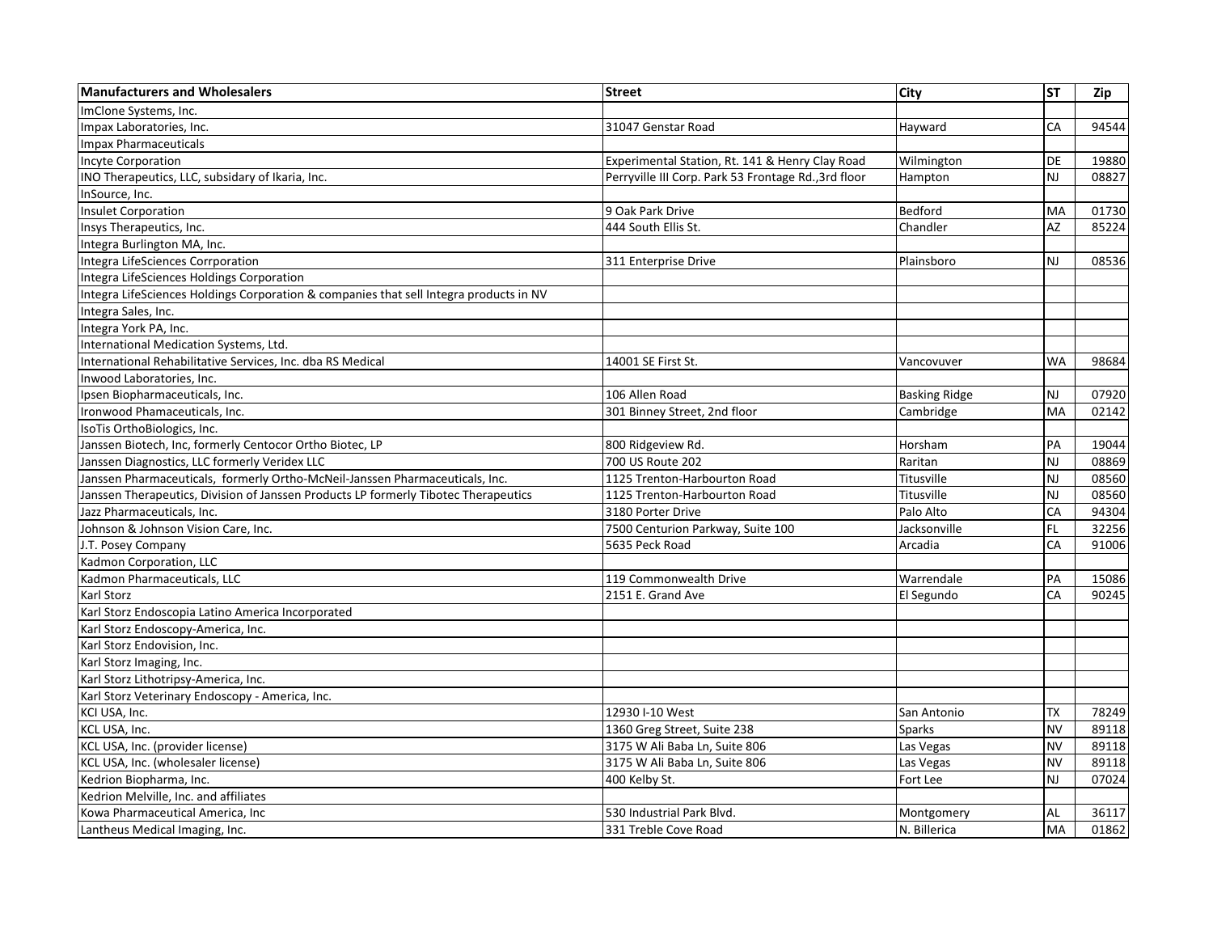| **Manufacturers and Wholesalers** | **Street** | **City** | **ST** | **Zip** |
|---|---|---|---|---|
| ImClone Systems, Inc. | | | | |
| Impax Laboratories, Inc. | 31047 Genstar Road | Hayward | CA | 94544 |
| Impax Pharmaceuticals | | | | |
| Incyte Corporation | Experimental Station, Rt. 141 & Henry Clay Road | Wilmington | DE | 19880 |
| INO Therapeutics, LLC, subsidary of Ikaria, Inc. | Perryville III Corp. Park 53 Frontage Rd.,3rd floor | Hampton | NJ | 08827 |
| InSource, Inc. | | | | |
| Insulet Corporation | 9 Oak Park Drive | Bedford | MA | 01730 |
| Insys Therapeutics, Inc. | 444 South Ellis St. | Chandler | AZ | 85224 |
| Integra Burlington MA, Inc. | | | | |
| Integra LifeSciences Corrporation | 311 Enterprise Drive | Plainsboro | NJ | 08536 |
| Integra LifeSciences Holdings Corporation | | | | |
| Integra LifeSciences Holdings Corporation & companies that sell Integra products in NV | | | | |
| Integra Sales, Inc. | | | | |
| Integra York PA, Inc. | | | | |
| International Medication Systems, Ltd. | | | | |
| International Rehabilitative Services, Inc. dba RS Medical | 14001 SE First St. | Vancovuver | WA | 98684 |
| Inwood Laboratories, Inc. | | | | |
| Ipsen Biopharmaceuticals, Inc. | 106 Allen Road | Basking Ridge | NJ | 07920 |
| Ironwood Phamaceuticals, Inc. | 301 Binney Street, 2nd floor | Cambridge | MA | 02142 |
| IsoTis OrthoBiologics, Inc. | | | | |
| Janssen Biotech, Inc, formerly Centocor Ortho Biotec, LP | 800 Ridgeview Rd. | Horsham | PA | 19044 |
| Janssen Diagnostics, LLC formerly Veridex LLC | 700 US Route 202 | Raritan | NJ | 08869 |
| Janssen Pharmaceuticals, formerly Ortho-McNeil-Janssen Pharmaceuticals, Inc. | 1125 Trenton-Harbourton Road | Titusville | NJ | 08560 |
| Janssen Therapeutics, Division of Janssen Products LP formerly Tibotec Therapeutics | 1125 Trenton-Harbourton Road | Titusville | NJ | 08560 |
| Jazz Pharmaceuticals, Inc. | 3180 Porter Drive | Palo Alto | CA | 94304 |
| Johnson & Johnson Vision Care, Inc. | 7500 Centurion Parkway, Suite 100 | Jacksonville | FL | 32256 |
| J.T. Posey Company | 5635 Peck Road | Arcadia | CA | 91006 |
| Kadmon Corporation, LLC | | | | |
| Kadmon Pharmaceuticals, LLC | 119 Commonwealth Drive | Warrendale | PA | 15086 |
| Karl Storz | 2151 E. Grand Ave | El Segundo | CA | 90245 |
| Karl Storz Endoscopia Latino America Incorporated | | | | |
| Karl Storz Endoscopy-America, Inc. | | | | |
| Karl Storz Endovision, Inc. | | | | |
| Karl Storz Imaging, Inc. | | | | |
| Karl Storz Lithotripsy-America, Inc. | | | | |
| Karl Storz Veterinary Endoscopy - America, Inc. | | | | |
| KCI USA, Inc. | 12930 I-10 West | San Antonio | TX | 78249 |
| KCL USA, Inc. | 1360 Greg Street, Suite 238 | Sparks | NV | 89118 |
| KCL USA, Inc. (provider license) | 3175 W Ali Baba Ln, Suite 806 | Las Vegas | NV | 89118 |
| KCL USA, Inc. (wholesaler license) | 3175 W Ali Baba Ln, Suite 806 | Las Vegas | NV | 89118 |
| Kedrion Biopharma, Inc. | 400 Kelby St. | Fort Lee | NJ | 07024 |
| Kedrion Melville, Inc. and affiliates | | | | |
| Kowa Pharmaceutical America, Inc | 530 Industrial Park Blvd. | Montgomery | AL | 36117 |
| Lantheus Medical Imaging, Inc. | 331 Treble Cove Road | N. Billerica | MA | 01862 |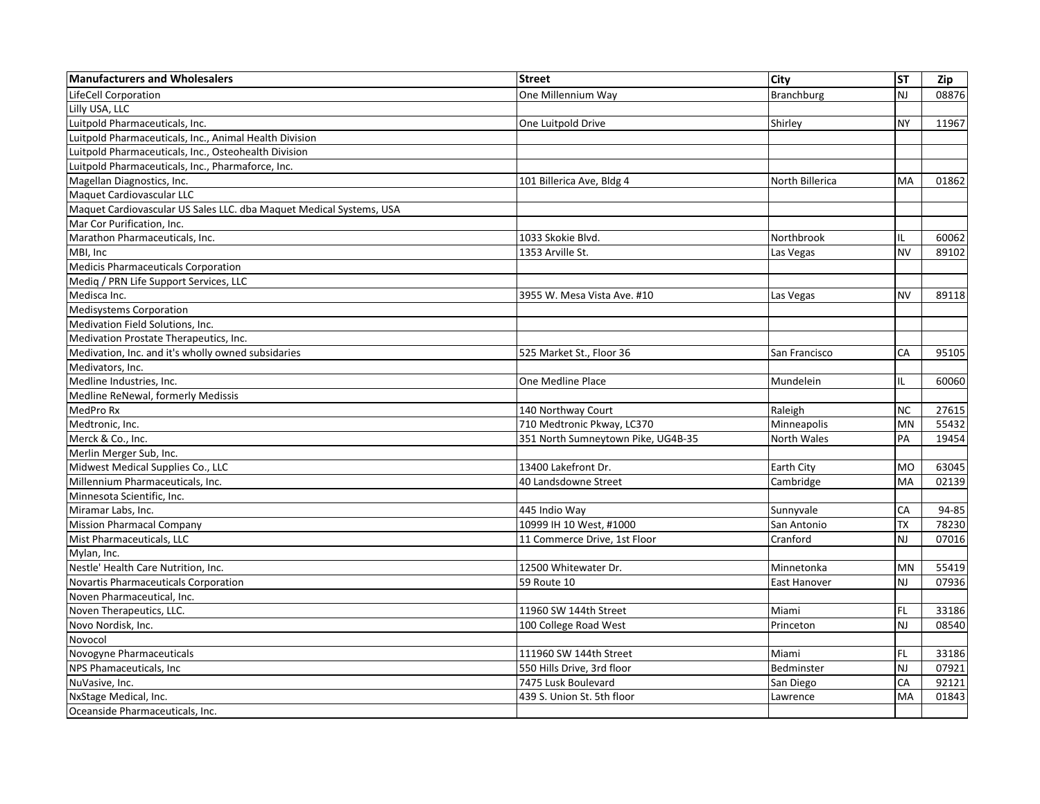| Manufacturers and Wholesalers | Street | City | ST | Zip |
|---|---|---|---|---|
| LifeCell Corporation | One Millennium Way | Branchburg | NJ | 08876 |
| Lilly USA, LLC | | | | |
| Luitpold Pharmaceuticals, Inc. | One Luitpold Drive | Shirley | NY | 11967 |
| Luitpold Pharmaceuticals, Inc., Animal Health Division | | | | |
| Luitpold Pharmaceuticals, Inc., Osteohealth Division | | | | |
| Luitpold Pharmaceuticals, Inc., Pharmaforce, Inc. | | | | |
| Magellan Diagnostics, Inc. | 101 Billerica Ave, Bldg 4 | North Billerica | MA | 01862 |
| Maquet Cardiovascular LLC | | | | |
| Maquet Cardiovascular US Sales LLC. dba Maquet Medical Systems, USA | | | | |
| Mar Cor Purification, Inc. | | | | |
| Marathon Pharmaceuticals, Inc. | 1033 Skokie Blvd. | Northbrook | IL | 60062 |
| MBI, Inc | 1353 Arville St. | Las Vegas | NV | 89102 |
| Medicis Pharmaceuticals Corporation | | | | |
| Mediq / PRN Life Support Services, LLC | | | | |
| Medisca Inc. | 3955 W. Mesa Vista Ave. #10 | Las Vegas | NV | 89118 |
| Medisystems Corporation | | | | |
| Medivation Field Solutions, Inc. | | | | |
| Medivation Prostate Therapeutics, Inc. | | | | |
| Medivation, Inc. and it's wholly owned subsidaries | 525 Market St., Floor 36 | San Francisco | CA | 95105 |
| Medivators, Inc. | | | | |
| Medline Industries, Inc. | One Medline Place | Mundelein | IL | 60060 |
| Medline ReNewal, formerly Medissis | | | | |
| MedPro Rx | 140 Northway Court | Raleigh | NC | 27615 |
| Medtronic, Inc. | 710 Medtronic Pkway, LC370 | Minneapolis | MN | 55432 |
| Merck & Co., Inc. | 351 North Sumneytown Pike, UG4B-35 | North Wales | PA | 19454 |
| Merlin Merger Sub, Inc. | | | | |
| Midwest Medical Supplies Co., LLC | 13400 Lakefront Dr. | Earth City | MO | 63045 |
| Millennium Pharmaceuticals, Inc. | 40 Landsdowne Street | Cambridge | MA | 02139 |
| Minnesota Scientific, Inc. | | | | |
| Miramar Labs, Inc. | 445 Indio Way | Sunnyvale | CA | 94-85 |
| Mission Pharmacal Company | 10999 IH 10 West, #1000 | San Antonio | TX | 78230 |
| Mist Pharmaceuticals, LLC | 11 Commerce Drive, 1st Floor | Cranford | NJ | 07016 |
| Mylan, Inc. | | | | |
| Nestle' Health Care Nutrition, Inc. | 12500 Whitewater Dr. | Minnetonka | MN | 55419 |
| Novartis Pharmaceuticals Corporation | 59 Route 10 | East Hanover | NJ | 07936 |
| Noven Pharmaceutical, Inc. | | | | |
| Noven Therapeutics, LLC. | 11960 SW 144th Street | Miami | FL | 33186 |
| Novo Nordisk, Inc. | 100 College Road West | Princeton | NJ | 08540 |
| Novocol | | | | |
| Novogyne Pharmaceuticals | 111960 SW 144th Street | Miami | FL | 33186 |
| NPS Phamaceuticals, Inc | 550 Hills Drive, 3rd floor | Bedminster | NJ | 07921 |
| NuVasive, Inc. | 7475 Lusk Boulevard | San Diego | CA | 92121 |
| NxStage Medical, Inc. | 439 S. Union St. 5th floor | Lawrence | MA | 01843 |
| Oceanside Pharmaceuticals, Inc. | | | | |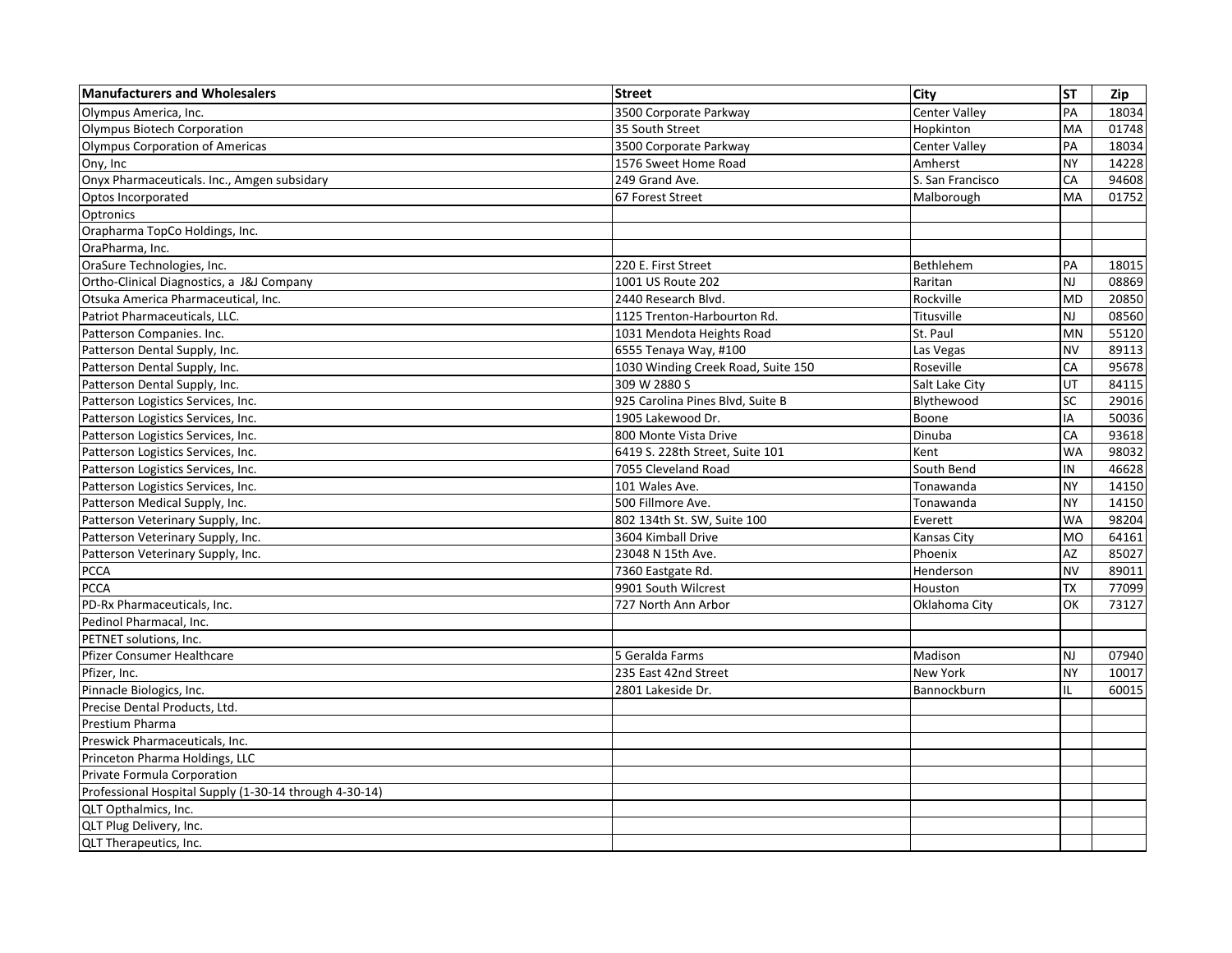| Manufacturers and Wholesalers | Street | City | ST | Zip |
|---|---|---|---|---|
| Olympus America, Inc. | 3500 Corporate Parkway | Center Valley | PA | 18034 |
| Olympus Biotech Corporation | 35 South Street | Hopkinton | MA | 01748 |
| Olympus Corporation of Americas | 3500 Corporate Parkway | Center Valley | PA | 18034 |
| Ony, Inc | 1576 Sweet Home Road | Amherst | NY | 14228 |
| Onyx Pharmaceuticals. Inc., Amgen subsidary | 249 Grand Ave. | S. San Francisco | CA | 94608 |
| Optos Incorporated | 67 Forest Street | Malborough | MA | 01752 |
| Optronics | | | | |
| Orapharma TopCo Holdings, Inc. | | | | |
| OraPharma, Inc. | | | | |
| OraSure Technologies, Inc. | 220 E. First Street | Bethlehem | PA | 18015 |
| Ortho-Clinical Diagnostics, a J&J Company | 1001 US Route 202 | Raritan | NJ | 08869 |
| Otsuka America Pharmaceutical, Inc. | 2440 Research Blvd. | Rockville | MD | 20850 |
| Patriot Pharmaceuticals, LLC. | 1125 Trenton-Harbourton Rd. | Titusville | NJ | 08560 |
| Patterson Companies. Inc. | 1031 Mendota Heights Road | St. Paul | MN | 55120 |
| Patterson Dental Supply, Inc. | 6555 Tenaya Way, #100 | Las Vegas | NV | 89113 |
| Patterson Dental Supply, Inc. | 1030 Winding Creek Road, Suite 150 | Roseville | CA | 95678 |
| Patterson Dental Supply, Inc. | 309 W 2880 S | Salt Lake City | UT | 84115 |
| Patterson Logistics Services, Inc. | 925 Carolina Pines Blvd, Suite B | Blythewood | SC | 29016 |
| Patterson Logistics Services, Inc. | 1905 Lakewood Dr. | Boone | IA | 50036 |
| Patterson Logistics Services, Inc. | 800 Monte Vista Drive | Dinuba | CA | 93618 |
| Patterson Logistics Services, Inc. | 6419 S. 228th Street, Suite 101 | Kent | WA | 98032 |
| Patterson Logistics Services, Inc. | 7055 Cleveland Road | South Bend | IN | 46628 |
| Patterson Logistics Services, Inc. | 101 Wales Ave. | Tonawanda | NY | 14150 |
| Patterson Medical Supply, Inc. | 500 Fillmore Ave. | Tonawanda | NY | 14150 |
| Patterson Veterinary Supply, Inc. | 802 134th St. SW, Suite 100 | Everett | WA | 98204 |
| Patterson Veterinary Supply, Inc. | 3604 Kimball Drive | Kansas City | MO | 64161 |
| Patterson Veterinary Supply, Inc. | 23048 N 15th Ave. | Phoenix | AZ | 85027 |
| PCCA | 7360 Eastgate Rd. | Henderson | NV | 89011 |
| PCCA | 9901 South Wilcrest | Houston | TX | 77099 |
| PD-Rx Pharmaceuticals, Inc. | 727 North Ann Arbor | Oklahoma City | OK | 73127 |
| Pedinol Pharmacal, Inc. | | | | |
| PETNET solutions, Inc. | | | | |
| Pfizer Consumer Healthcare | 5 Geralda Farms | Madison | NJ | 07940 |
| Pfizer, Inc. | 235 East 42nd Street | New York | NY | 10017 |
| Pinnacle Biologics, Inc. | 2801 Lakeside Dr. | Bannockburn | IL | 60015 |
| Precise Dental Products, Ltd. | | | | |
| Prestium Pharma | | | | |
| Preswick Pharmaceuticals, Inc. | | | | |
| Princeton Pharma Holdings, LLC | | | | |
| Private Formula Corporation | | | | |
| Professional Hospital Supply (1-30-14 through 4-30-14) | | | | |
| QLT Opthalmics, Inc. | | | | |
| QLT Plug Delivery, Inc. | | | | |
| QLT Therapeutics, Inc. | | | | |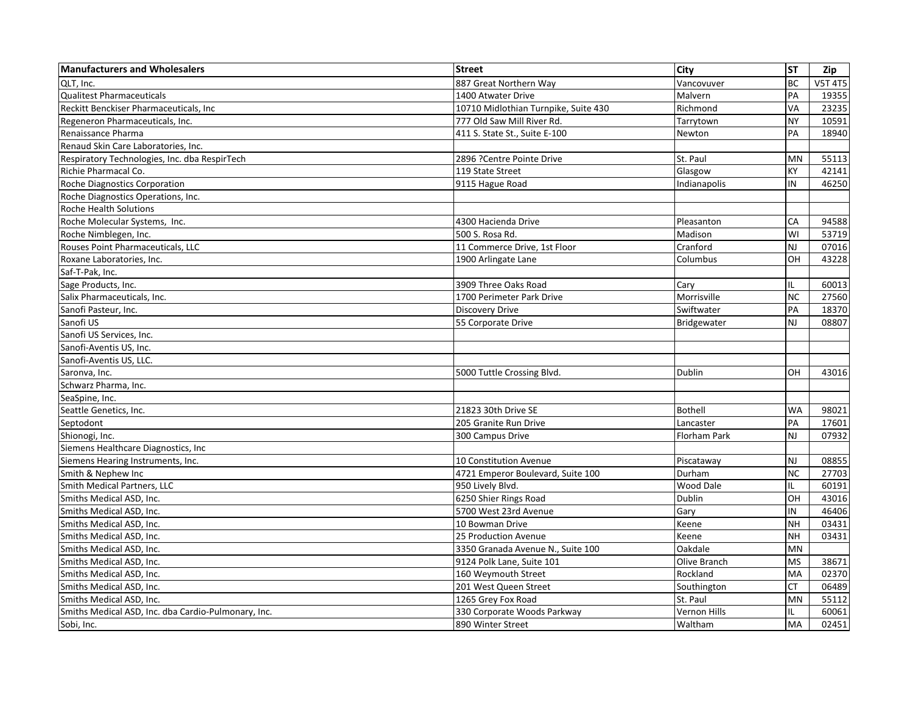| Manufacturers and Wholesalers | Street | City | ST | Zip |
|---|---|---|---|---|
| QLT, Inc. | 887 Great Northern Way | Vancovuver | BC | V5T 4T5 |
| Qualitest Pharmaceuticals | 1400 Atwater Drive | Malvern | PA | 19355 |
| Reckitt Benckiser Pharmaceuticals, Inc | 10710 Midlothian Turnpike, Suite 430 | Richmond | VA | 23235 |
| Regeneron Pharmaceuticals, Inc. | 777 Old Saw Mill River Rd. | Tarrytown | NY | 10591 |
| Renaissance Pharma | 411 S. State St., Suite E-100 | Newton | PA | 18940 |
| Renaud Skin Care Laboratories, Inc. | | | | |
| Respiratory Technologies, Inc. dba RespirTech | 2896 ?Centre Pointe Drive | St. Paul | MN | 55113 |
| Richie Pharmacal Co. | 119 State Street | Glasgow | KY | 42141 |
| Roche Diagnostics Corporation | 9115 Hague Road | Indianapolis | IN | 46250 |
| Roche Diagnostics Operations, Inc. | | | | |
| Roche Health Solutions | | | | |
| Roche Molecular Systems, Inc. | 4300 Hacienda Drive | Pleasanton | CA | 94588 |
| Roche Nimblegen, Inc. | 500 S. Rosa Rd. | Madison | WI | 53719 |
| Rouses Point Pharmaceuticals, LLC | 11 Commerce Drive, 1st Floor | Cranford | NJ | 07016 |
| Roxane Laboratories, Inc. | 1900 Arlingate Lane | Columbus | OH | 43228 |
| Saf-T-Pak, Inc. | | | | |
| Sage Products, Inc. | 3909 Three Oaks Road | Cary | IL | 60013 |
| Salix Pharmaceuticals, Inc. | 1700 Perimeter Park Drive | Morrisville | NC | 27560 |
| Sanofi Pasteur, Inc. | Discovery Drive | Swiftwater | PA | 18370 |
| Sanofi US | 55 Corporate Drive | Bridgewater | NJ | 08807 |
| Sanofi US Services, Inc. | | | | |
| Sanofi-Aventis US, Inc. | | | | |
| Sanofi-Aventis US, LLC. | | | | |
| Saronva, Inc. | 5000 Tuttle Crossing Blvd. | Dublin | OH | 43016 |
| Schwarz Pharma, Inc. | | | | |
| SeaSpine, Inc. | | | | |
| Seattle Genetics, Inc. | 21823 30th Drive SE | Bothell | WA | 98021 |
| Septodont | 205 Granite Run Drive | Lancaster | PA | 17601 |
| Shionogi, Inc. | 300 Campus Drive | Florham Park | NJ | 07932 |
| Siemens Healthcare Diagnostics, Inc | | | | |
| Siemens Hearing Instruments, Inc. | 10 Constitution Avenue | Piscataway | NJ | 08855 |
| Smith & Nephew Inc | 4721 Emperor Boulevard, Suite 100 | Durham | NC | 27703 |
| Smith Medical Partners, LLC | 950 Lively Blvd. | Wood Dale | IL | 60191 |
| Smiths Medical ASD, Inc. | 6250 Shier Rings Road | Dublin | OH | 43016 |
| Smiths Medical ASD, Inc. | 5700 West 23rd Avenue | Gary | IN | 46406 |
| Smiths Medical ASD, Inc. | 10 Bowman Drive | Keene | NH | 03431 |
| Smiths Medical ASD, Inc. | 25 Production Avenue | Keene | NH | 03431 |
| Smiths Medical ASD, Inc. | 3350 Granada Avenue N., Suite 100 | Oakdale | MN | |
| Smiths Medical ASD, Inc. | 9124 Polk Lane, Suite 101 | Olive Branch | MS | 38671 |
| Smiths Medical ASD, Inc. | 160 Weymouth Street | Rockland | MA | 02370 |
| Smiths Medical ASD, Inc. | 201 West Queen Street | Southington | CT | 06489 |
| Smiths Medical ASD, Inc. | 1265 Grey Fox Road | St. Paul | MN | 55112 |
| Smiths Medical ASD, Inc. dba Cardio-Pulmonary, Inc. | 330 Corporate Woods Parkway | Vernon Hills | IL | 60061 |
| Sobi, Inc. | 890 Winter Street | Waltham | MA | 02451 |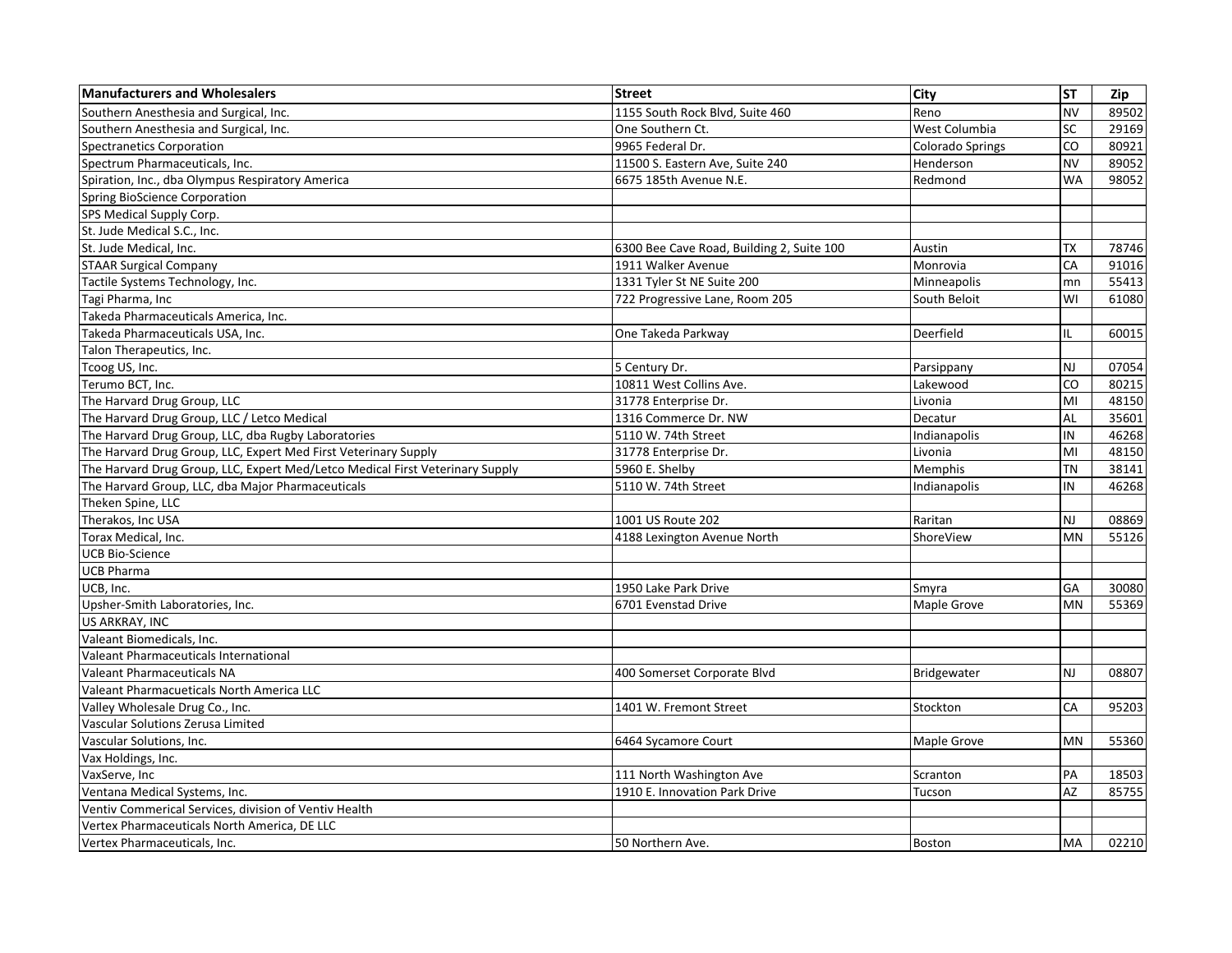| Manufacturers and Wholesalers | Street | City | ST | Zip |
|---|---|---|---|---|
| Southern Anesthesia and Surgical, Inc. | 1155 South Rock Blvd, Suite 460 | Reno | NV | 89502 |
| Southern Anesthesia and Surgical, Inc. | One Southern Ct. | West Columbia | SC | 29169 |
| Spectranetics Corporation | 9965 Federal Dr. | Colorado Springs | CO | 80921 |
| Spectrum Pharmaceuticals, Inc. | 11500 S. Eastern Ave, Suite 240 | Henderson | NV | 89052 |
| Spiration, Inc., dba Olympus Respiratory America | 6675 185th Avenue N.E. | Redmond | WA | 98052 |
| Spring BioScience Corporation | | | | |
| SPS Medical Supply Corp. | | | | |
| St. Jude Medical S.C., Inc. | | | | |
| St. Jude Medical, Inc. | 6300 Bee Cave Road, Building 2, Suite 100 | Austin | TX | 78746 |
| STAAR Surgical Company | 1911 Walker Avenue | Monrovia | CA | 91016 |
| Tactile Systems Technology, Inc. | 1331 Tyler St NE Suite 200 | Minneapolis | mn | 55413 |
| Tagi Pharma, Inc | 722 Progressive Lane, Room 205 | South Beloit | WI | 61080 |
| Takeda Pharmaceuticals America, Inc. | | | | |
| Takeda Pharmaceuticals USA, Inc. | One Takeda Parkway | Deerfield | IL | 60015 |
| Talon Therapeutics, Inc. | | | | |
| Tcoog US, Inc. | 5 Century Dr. | Parsippany | NJ | 07054 |
| Terumo BCT, Inc. | 10811 West Collins Ave. | Lakewood | CO | 80215 |
| The Harvard Drug Group, LLC | 31778 Enterprise Dr. | Livonia | MI | 48150 |
| The Harvard Drug Group, LLC / Letco Medical | 1316 Commerce Dr. NW | Decatur | AL | 35601 |
| The Harvard Drug Group, LLC, dba Rugby Laboratories | 5110 W. 74th Street | Indianapolis | IN | 46268 |
| The Harvard Drug Group, LLC, Expert Med First Veterinary Supply | 31778 Enterprise Dr. | Livonia | MI | 48150 |
| The Harvard Drug Group, LLC, Expert Med/Letco Medical First Veterinary Supply | 5960 E. Shelby | Memphis | TN | 38141 |
| The Harvard Group, LLC, dba Major Pharmaceuticals | 5110 W. 74th Street | Indianapolis | IN | 46268 |
| Theken Spine, LLC | | | | |
| Therakos, Inc USA | 1001 US Route 202 | Raritan | NJ | 08869 |
| Torax Medical, Inc. | 4188 Lexington Avenue North | ShoreView | MN | 55126 |
| UCB Bio-Science | | | | |
| UCB Pharma | | | | |
| UCB, Inc. | 1950 Lake Park Drive | Smyra | GA | 30080 |
| Upsher-Smith Laboratories, Inc. | 6701 Evenstad Drive | Maple Grove | MN | 55369 |
| US ARKRAY, INC | | | | |
| Valeant Biomedicals, Inc. | | | | |
| Valeant Pharmaceuticals International | | | | |
| Valeant Pharmaceuticals NA | 400 Somerset Corporate Blvd | Bridgewater | NJ | 08807 |
| Valeant Pharmacueticals North America LLC | | | | |
| Valley Wholesale Drug Co., Inc. | 1401 W. Fremont Street | Stockton | CA | 95203 |
| Vascular Solutions Zerusa Limited | | | | |
| Vascular Solutions, Inc. | 6464 Sycamore Court | Maple Grove | MN | 55360 |
| Vax Holdings, Inc. | | | | |
| VaxServe, Inc | 111 North Washington Ave | Scranton | PA | 18503 |
| Ventana Medical Systems, Inc. | 1910 E. Innovation Park Drive | Tucson | AZ | 85755 |
| Ventiv Commerical Services, division of Ventiv Health | | | | |
| Vertex Pharmaceuticals North America, DE LLC | | | | |
| Vertex Pharmaceuticals, Inc. | 50 Northern Ave. | Boston | MA | 02210 |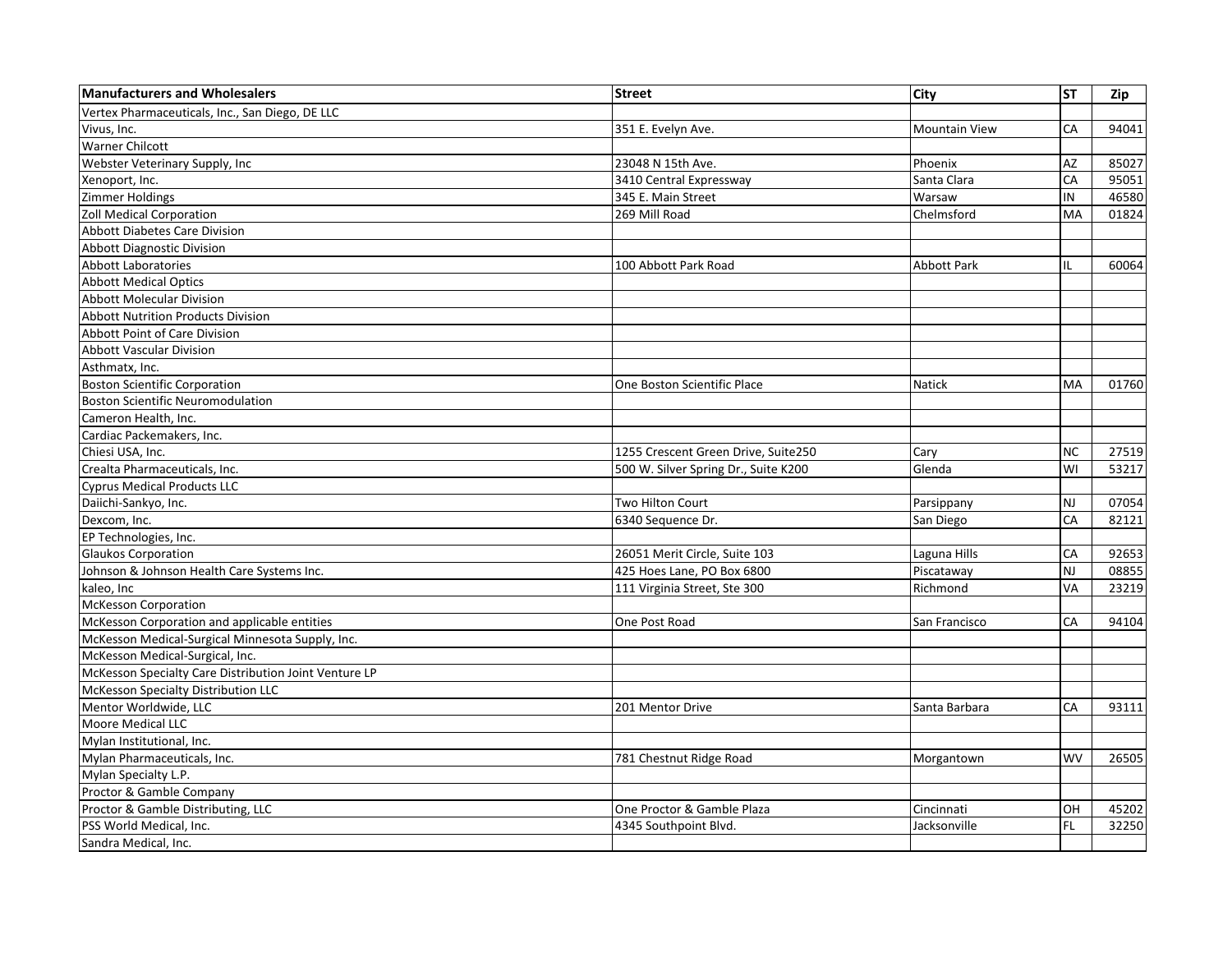| Manufacturers and Wholesalers | Street | City | ST | Zip |
|---|---|---|---|---|
| Vertex Pharmaceuticals, Inc., San Diego, DE LLC | | | | |
| Vivus, Inc. | 351 E. Evelyn Ave. | Mountain View | CA | 94041 |
| Warner Chilcott | | | | |
| Webster Veterinary Supply, Inc | 23048 N 15th Ave. | Phoenix | AZ | 85027 |
| Xenoport, Inc. | 3410 Central Expressway | Santa Clara | CA | 95051 |
| Zimmer Holdings | 345 E. Main Street | Warsaw | IN | 46580 |
| Zoll Medical Corporation | 269 Mill Road | Chelmsford | MA | 01824 |
| Abbott Diabetes Care Division | | | | |
| Abbott Diagnostic Division | | | | |
| Abbott Laboratories | 100 Abbott Park Road | Abbott Park | IL | 60064 |
| Abbott Medical Optics | | | | |
| Abbott Molecular Division | | | | |
| Abbott Nutrition Products Division | | | | |
| Abbott Point of Care Division | | | | |
| Abbott Vascular Division | | | | |
| Asthmatx, Inc. | | | | |
| Boston Scientific Corporation | One Boston Scientific Place | Natick | MA | 01760 |
| Boston Scientific Neuromodulation | | | | |
| Cameron Health, Inc. | | | | |
| Cardiac Packemakers, Inc. | | | | |
| Chiesi USA, Inc. | 1255 Crescent Green Drive, Suite250 | Cary | NC | 27519 |
| Crealta Pharmaceuticals, Inc. | 500 W. Silver Spring Dr., Suite K200 | Glenda | WI | 53217 |
| Cyprus Medical Products LLC | | | | |
| Daiichi-Sankyo, Inc. | Two Hilton Court | Parsippany | NJ | 07054 |
| Dexcom, Inc. | 6340 Sequence Dr. | San Diego | CA | 82121 |
| EP Technologies, Inc. | | | | |
| Glaukos Corporation | 26051 Merit Circle, Suite 103 | Laguna Hills | CA | 92653 |
| Johnson & Johnson Health Care Systems Inc. | 425 Hoes Lane, PO Box 6800 | Piscataway | NJ | 08855 |
| kaleo, Inc | 111 Virginia Street, Ste 300 | Richmond | VA | 23219 |
| McKesson Corporation | | | | |
| McKesson Corporation and applicable entities | One Post Road | San Francisco | CA | 94104 |
| McKesson Medical-Surgical Minnesota Supply, Inc. | | | | |
| McKesson Medical-Surgical, Inc. | | | | |
| McKesson Specialty Care Distribution Joint Venture LP | | | | |
| McKesson Specialty Distribution LLC | | | | |
| Mentor Worldwide, LLC | 201 Mentor Drive | Santa Barbara | CA | 93111 |
| Moore Medical LLC | | | | |
| Mylan Institutional, Inc. | | | | |
| Mylan Pharmaceuticals, Inc. | 781 Chestnut Ridge Road | Morgantown | WV | 26505 |
| Mylan Specialty L.P. | | | | |
| Proctor & Gamble Company | | | | |
| Proctor & Gamble Distributing, LLC | One Proctor & Gamble Plaza | Cincinnati | OH | 45202 |
| PSS World Medical, Inc. | 4345 Southpoint Blvd. | Jacksonville | FL | 32250 |
| Sandra Medical, Inc. | | | | |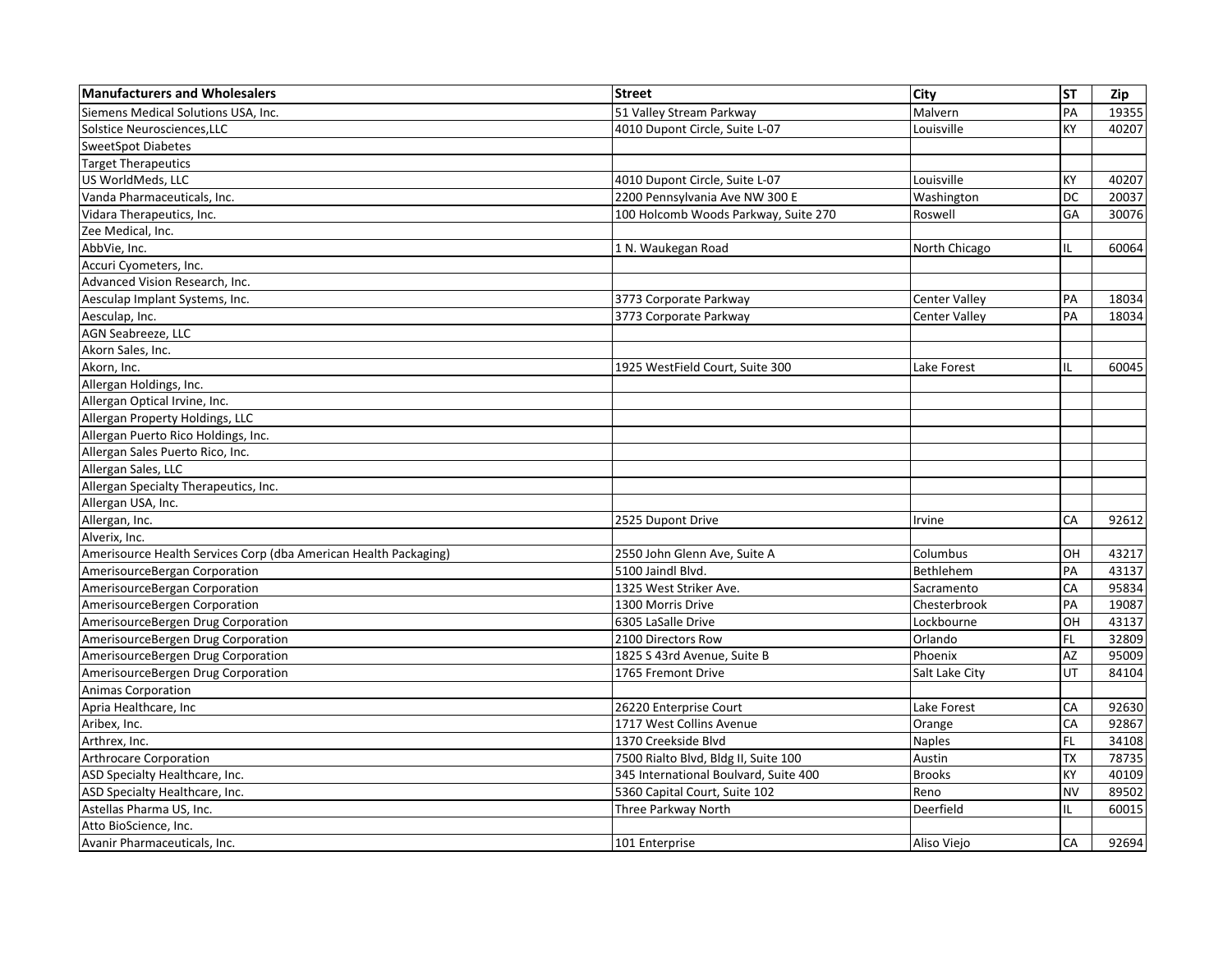| Manufacturers and Wholesalers | Street | City | ST | Zip |
|---|---|---|---|---|
| Siemens Medical Solutions USA, Inc. | 51 Valley Stream Parkway | Malvern | PA | 19355 |
| Solstice Neurosciences,LLC | 4010 Dupont Circle, Suite L-07 | Louisville | KY | 40207 |
| SweetSpot Diabetes | | | | |
| Target Therapeutics | | | | |
| US WorldMeds, LLC | 4010 Dupont Circle, Suite L-07 | Louisville | KY | 40207 |
| Vanda Pharmaceuticals, Inc. | 2200 Pennsylvania Ave NW 300 E | Washington | DC | 20037 |
| Vidara Therapeutics, Inc. | 100 Holcomb Woods Parkway, Suite 270 | Roswell | GA | 30076 |
| Zee Medical, Inc. | | | | |
| AbbVie, Inc. | 1 N. Waukegan Road | North Chicago | IL | 60064 |
| Accuri Cyometers, Inc. | | | | |
| Advanced Vision Research, Inc. | | | | |
| Aesculap Implant Systems, Inc. | 3773 Corporate Parkway | Center Valley | PA | 18034 |
| Aesculap, Inc. | 3773 Corporate Parkway | Center Valley | PA | 18034 |
| AGN Seabreeze, LLC | | | | |
| Akorn Sales, Inc. | | | | |
| Akorn, Inc. | 1925 WestField Court, Suite 300 | Lake Forest | IL | 60045 |
| Allergan Holdings, Inc. | | | | |
| Allergan Optical Irvine, Inc. | | | | |
| Allergan Property Holdings, LLC | | | | |
| Allergan Puerto Rico Holdings, Inc. | | | | |
| Allergan Sales Puerto Rico, Inc. | | | | |
| Allergan Sales, LLC | | | | |
| Allergan Specialty Therapeutics, Inc. | | | | |
| Allergan USA, Inc. | | | | |
| Allergan, Inc. | 2525 Dupont Drive | Irvine | CA | 92612 |
| Alverix, Inc. | | | | |
| Amerisource Health Services Corp (dba American Health Packaging) | 2550 John Glenn Ave, Suite A | Columbus | OH | 43217 |
| AmerisourceBergan Corporation | 5100 Jaindl Blvd. | Bethlehem | PA | 43137 |
| AmerisourceBergan Corporation | 1325 West Striker Ave. | Sacramento | CA | 95834 |
| AmerisourceBergen Corporation | 1300 Morris Drive | Chesterbrook | PA | 19087 |
| AmerisourceBergen Drug Corporation | 6305 LaSalle Drive | Lockbourne | OH | 43137 |
| AmerisourceBergen Drug Corporation | 2100 Directors Row | Orlando | FL | 32809 |
| AmerisourceBergen Drug Corporation | 1825 S 43rd Avenue, Suite B | Phoenix | AZ | 95009 |
| AmerisourceBergen Drug Corporation | 1765 Fremont Drive | Salt Lake City | UT | 84104 |
| Animas Corporation | | | | |
| Apria Healthcare, Inc | 26220 Enterprise Court | Lake Forest | CA | 92630 |
| Aribex, Inc. | 1717 West Collins Avenue | Orange | CA | 92867 |
| Arthrex, Inc. | 1370 Creekside Blvd | Naples | FL | 34108 |
| Arthrocare Corporation | 7500 Rialto Blvd, Bldg II, Suite 100 | Austin | TX | 78735 |
| ASD Specialty Healthcare, Inc. | 345 International Boulvard, Suite 400 | Brooks | KY | 40109 |
| ASD Specialty Healthcare, Inc. | 5360 Capital Court, Suite 102 | Reno | NV | 89502 |
| Astellas Pharma US, Inc. | Three Parkway North | Deerfield | IL | 60015 |
| Atto BioScience, Inc. | | | | |
| Avanir Pharmaceuticals, Inc. | 101 Enterprise | Aliso Viejo | CA | 92694 |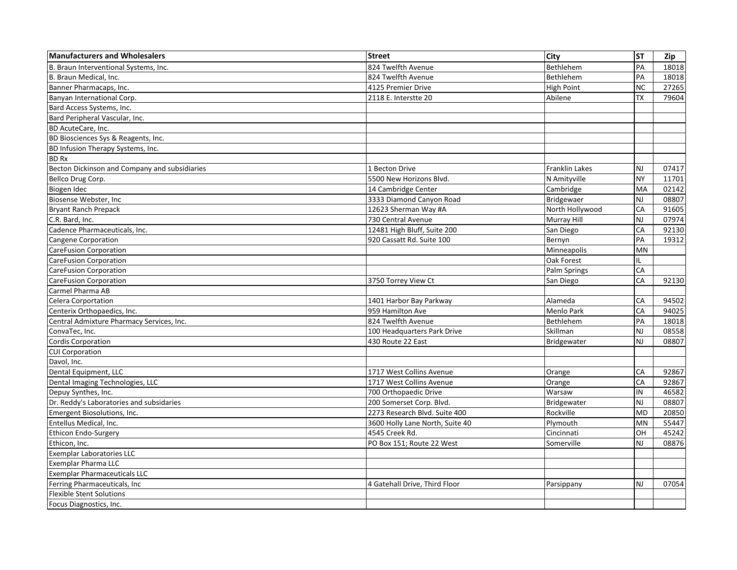| Manufacturers and Wholesalers | Street | City | ST | Zip |
|---|---|---|---|---|
| B. Braun Interventional Systems, Inc. | 824 Twelfth Avenue | Bethlehem | PA | 18018 |
| B. Braun Medical, Inc. | 824 Twelfth Avenue | Bethlehem | PA | 18018 |
| Banner Pharmacaps, Inc. | 4125 Premier Drive | High Point | NC | 27265 |
| Banyan International Corp. | 2118 E. Interstte 20 | Abilene | TX | 79604 |
| Bard Access Systems, Inc. | | | | |
| Bard Peripheral Vascular, Inc. | | | | |
| BD AcuteCare, Inc. | | | | |
| BD Biosciences Sys & Reagents, Inc. | | | | |
| BD Infusion Therapy Systems, Inc. | | | | |
| BD Rx | | | | |
| Becton Dickinson and Company and subsidiaries | 1 Becton Drive | Franklin Lakes | NJ | 07417 |
| Bellco Drug Corp. | 5500 New Horizons Blvd. | N Amityville | NY | 11701 |
| Biogen Idec | 14 Cambridge Center | Cambridge | MA | 02142 |
| Biosense Webster, Inc | 3333 Diamond Canyon Road | Bridgewaer | NJ | 08807 |
| Bryant Ranch Prepack | 12623 Sherman Way #A | North Hollywood | CA | 91605 |
| C.R. Bard, Inc. | 730 Central Avenue | Murray Hill | NJ | 07974 |
| Cadence Pharmaceuticals, Inc. | 12481 High Bluff, Suite 200 | San Diego | CA | 92130 |
| Cangene Corporation | 920 Cassatt Rd. Suite 100 | Bernyn | PA | 19312 |
| CareFusion Corporation | | Minneapolis | MN | |
| CareFusion Corporation | | Oak Forest | IL | |
| CareFusion Corporation | | Palm Springs | CA | |
| CareFusion Corporation | 3750 Torrey View Ct | San Diego | CA | 92130 |
| Carmel Pharma AB | | | | |
| Celera Corportation | 1401 Harbor Bay Parkway | Alameda | CA | 94502 |
| Centerix Orthopaedics, Inc. | 959 Hamilton Ave | Menlo Park | CA | 94025 |
| Central Admixture Pharmacy Services, Inc. | 824 Twelfth Avenue | Bethlehem | PA | 18018 |
| ConvaTec, Inc. | 100 Headquarters Park Drive | Skillman | NJ | 08558 |
| Cordis Corporation | 430 Route 22 East | Bridgewater | NJ | 08807 |
| CUI Corporation | | | | |
| Davol, Inc. | | | | |
| Dental Equipment, LLC | 1717 West Collins Avenue | Orange | CA | 92867 |
| Dental Imaging Technologies, LLC | 1717 West Collins Avenue | Orange | CA | 92867 |
| Depuy Synthes, Inc. | 700 Orthopaedic Drive | Warsaw | IN | 46582 |
| Dr. Reddy's Laboratories and subsidaries | 200 Somerset Corp. Blvd. | Bridgewater | NJ | 08807 |
| Emergent Biosolutions, Inc. | 2273 Research Blvd. Suite 400 | Rockville | MD | 20850 |
| Entellus Medical, Inc. | 3600 Holly Lane North, Suite 40 | Plymouth | MN | 55447 |
| Ethicon Endo-Surgery | 4545 Creek Rd. | Cincinnati | OH | 45242 |
| Ethicon, Inc. | PO Box 151; Route 22 West | Somerville | NJ | 08876 |
| Exemplar Laboratories LLC | | | | |
| Exemplar Pharma LLC | | | | |
| Exemplar Pharmaceuticals LLC | | | | |
| Ferring Pharmaceuticals, Inc | 4 Gatehall Drive, Third Floor | Parsippany | NJ | 07054 |
| Flexible Stent Solutions | | | | |
| Focus Diagnostics, Inc. | | | | |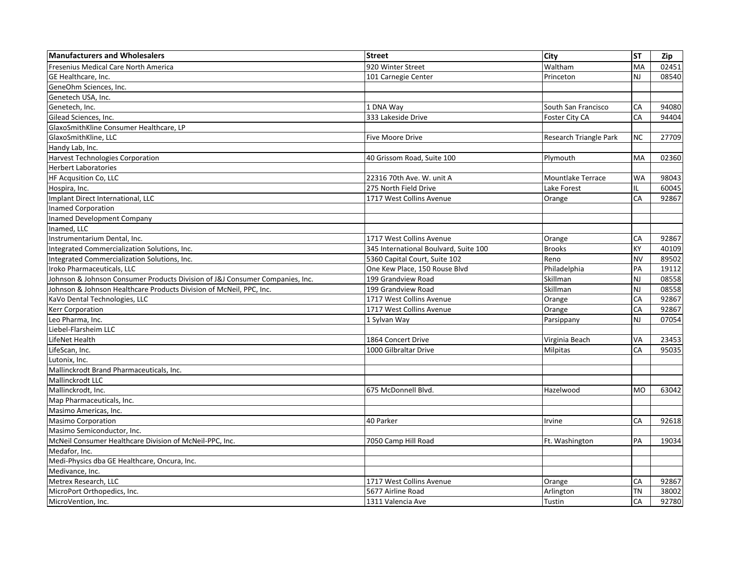| Manufacturers and Wholesalers | Street | City | ST | Zip |
|---|---|---|---|---|
| Fresenius Medical Care North America | 920 Winter Street | Waltham | MA | 02451 |
| GE Healthcare, Inc. | 101 Carnegie Center | Princeton | NJ | 08540 |
| GeneOhm Sciences, Inc. | | | | |
| Genetech USA, Inc. | | | | |
| Genetech, Inc. | 1 DNA Way | South San Francisco | CA | 94080 |
| Gilead Sciences, Inc. | 333 Lakeside Drive | Foster City CA | CA | 94404 |
| GlaxoSmithKline Consumer Healthcare, LP | | | | |
| GlaxoSmithKline, LLC | Five Moore Drive | Research Triangle Park | NC | 27709 |
| Handy Lab, Inc. | | | | |
| Harvest Technologies Corporation | 40 Grissom Road, Suite 100 | Plymouth | MA | 02360 |
| Herbert Laboratories | | | | |
| HF Acqusition Co, LLC | 22316 70th Ave. W. unit A | Mountlake Terrace | WA | 98043 |
| Hospira, Inc. | 275 North Field Drive | Lake Forest | IL | 60045 |
| Implant Direct International, LLC | 1717 West Collins Avenue | Orange | CA | 92867 |
| Inamed Corporation | | | | |
| Inamed Development Company | | | | |
| Inamed, LLC | | | | |
| Instrumentarium Dental, Inc. | 1717 West Collins Avenue | Orange | CA | 92867 |
| Integrated Commercialization Solutions, Inc. | 345 International Boulvard, Suite 100 | Brooks | KY | 40109 |
| Integrated Commercialization Solutions, Inc. | 5360 Capital Court, Suite 102 | Reno | NV | 89502 |
| Iroko Pharmaceuticals, LLC | One Kew Place, 150 Rouse Blvd | Philadelphia | PA | 19112 |
| Johnson & Johnson Consumer Products Division of J&J Consumer Companies, Inc. | 199 Grandview Road | Skillman | NJ | 08558 |
| Johnson & Johnson Healthcare Products Division of McNeil, PPC, Inc. | 199 Grandview Road | Skillman | NJ | 08558 |
| KaVo Dental Technologies, LLC | 1717 West Collins Avenue | Orange | CA | 92867 |
| Kerr Corporation | 1717 West Collins Avenue | Orange | CA | 92867 |
| Leo Pharma, Inc. | 1 Sylvan Way | Parsippany | NJ | 07054 |
| Liebel-Flarsheim LLC | | | | |
| LifeNet Health | 1864 Concert Drive | Virginia Beach | VA | 23453 |
| LifeScan, Inc. | 1000 Gilbraltar Drive | Milpitas | CA | 95035 |
| Lutonix, Inc. | | | | |
| Mallinckrodt Brand Pharmaceuticals, Inc. | | | | |
| Mallinckrodt LLC | | | | |
| Mallinckrodt, Inc. | 675 McDonnell Blvd. | Hazelwood | MO | 63042 |
| Map Pharmaceuticals, Inc. | | | | |
| Masimo Americas, Inc. | | | | |
| Masimo Corporation | 40 Parker | Irvine | CA | 92618 |
| Masimo Semiconductor, Inc. | | | | |
| McNeil Consumer Healthcare Division of McNeil-PPC, Inc. | 7050 Camp Hill Road | Ft. Washington | PA | 19034 |
| Medafor, Inc. | | | | |
| Medi-Physics dba GE Healthcare, Oncura, Inc. | | | | |
| Medivance, Inc. | | | | |
| Metrex Research, LLC | 1717 West Collins Avenue | Orange | CA | 92867 |
| MicroPort Orthopedics, Inc. | 5677 Airline Road | Arlington | TN | 38002 |
| MicroVention, Inc. | 1311 Valencia Ave | Tustin | CA | 92780 |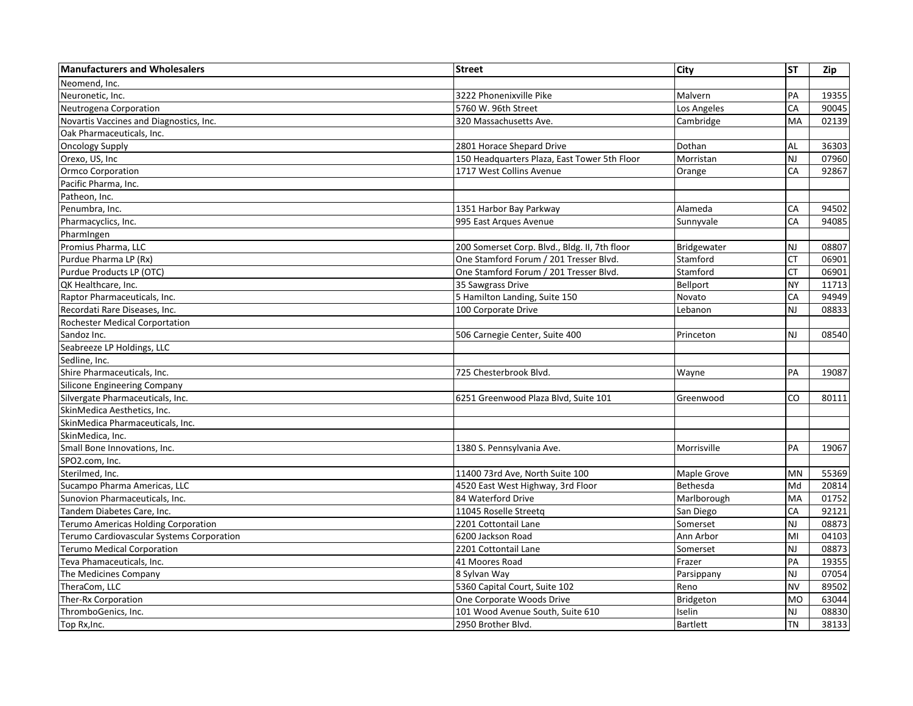| Manufacturers and Wholesalers | Street | City | ST | Zip |
|---|---|---|---|---|
| Neomend, Inc. | | | | |
| Neuronetic, Inc. | 3222 Phonenixville Pike | Malvern | PA | 19355 |
| Neutrogena Corporation | 5760 W. 96th Street | Los Angeles | CA | 90045 |
| Novartis Vaccines and Diagnostics, Inc. | 320 Massachusetts Ave. | Cambridge | MA | 02139 |
| Oak Pharmaceuticals, Inc. | | | | |
| Oncology Supply | 2801 Horace Shepard Drive | Dothan | AL | 36303 |
| Orexo, US, Inc | 150 Headquarters Plaza, East Tower 5th Floor | Morristan | NJ | 07960 |
| Ormco Corporation | 1717 West Collins Avenue | Orange | CA | 92867 |
| Pacific Pharma, Inc. | | | | |
| Patheon, Inc. | | | | |
| Penumbra, Inc. | 1351 Harbor Bay Parkway | Alameda | CA | 94502 |
| Pharmacyclics, Inc. | 995 East Arques Avenue | Sunnyvale | CA | 94085 |
| PharmIngen | | | | |
| Promius Pharma, LLC | 200 Somerset Corp. Blvd., Bldg. II, 7th floor | Bridgewater | NJ | 08807 |
| Purdue Pharma LP (Rx) | One Stamford Forum / 201 Tresser Blvd. | Stamford | CT | 06901 |
| Purdue Products LP (OTC) | One Stamford Forum / 201 Tresser Blvd. | Stamford | CT | 06901 |
| QK Healthcare, Inc. | 35 Sawgrass Drive | Bellport | NY | 11713 |
| Raptor Pharmaceuticals, Inc. | 5 Hamilton Landing, Suite 150 | Novato | CA | 94949 |
| Recordati Rare Diseases, Inc. | 100 Corporate Drive | Lebanon | NJ | 08833 |
| Rochester Medical Corportation | | | | |
| Sandoz Inc. | 506 Carnegie Center, Suite 400 | Princeton | NJ | 08540 |
| Seabreeze LP Holdings, LLC | | | | |
| Sedline, Inc. | | | | |
| Shire Pharmaceuticals, Inc. | 725 Chesterbrook Blvd. | Wayne | PA | 19087 |
| Silicone Engineering Company | | | | |
| Silvergate Pharmaceuticals, Inc. | 6251 Greenwood Plaza Blvd, Suite 101 | Greenwood | CO | 80111 |
| SkinMedica Aesthetics, Inc. | | | | |
| SkinMedica Pharmaceuticals, Inc. | | | | |
| SkinMedica, Inc. | | | | |
| Small Bone Innovations, Inc. | 1380 S. Pennsylvania Ave. | Morrisville | PA | 19067 |
| SPO2.com, Inc. | | | | |
| Sterilmed, Inc. | 11400 73rd Ave, North Suite 100 | Maple Grove | MN | 55369 |
| Sucampo Pharma Americas, LLC | 4520 East West Highway, 3rd Floor | Bethesda | Md | 20814 |
| Sunovion Pharmaceuticals, Inc. | 84 Waterford Drive | Marlborough | MA | 01752 |
| Tandem Diabetes Care, Inc. | 11045 Roselle Streetq | San Diego | CA | 92121 |
| Terumo Americas Holding Corporation | 2201 Cottontail Lane | Somerset | NJ | 08873 |
| Terumo Cardiovascular Systems Corporation | 6200 Jackson Road | Ann Arbor | MI | 04103 |
| Terumo Medical Corporation | 2201 Cottontail Lane | Somerset | NJ | 08873 |
| Teva Phamaceuticals, Inc. | 41 Moores Road | Frazer | PA | 19355 |
| The Medicines Company | 8 Sylvan Way | Parsippany | NJ | 07054 |
| TheraCom, LLC | 5360 Capital Court, Suite 102 | Reno | NV | 89502 |
| Ther-Rx Corporation | One Corporate Woods Drive | Bridgeton | MO | 63044 |
| ThromboGenics, Inc. | 101 Wood Avenue South, Suite 610 | Iselin | NJ | 08830 |
| Top Rx,Inc. | 2950 Brother Blvd. | Bartlett | TN | 38133 |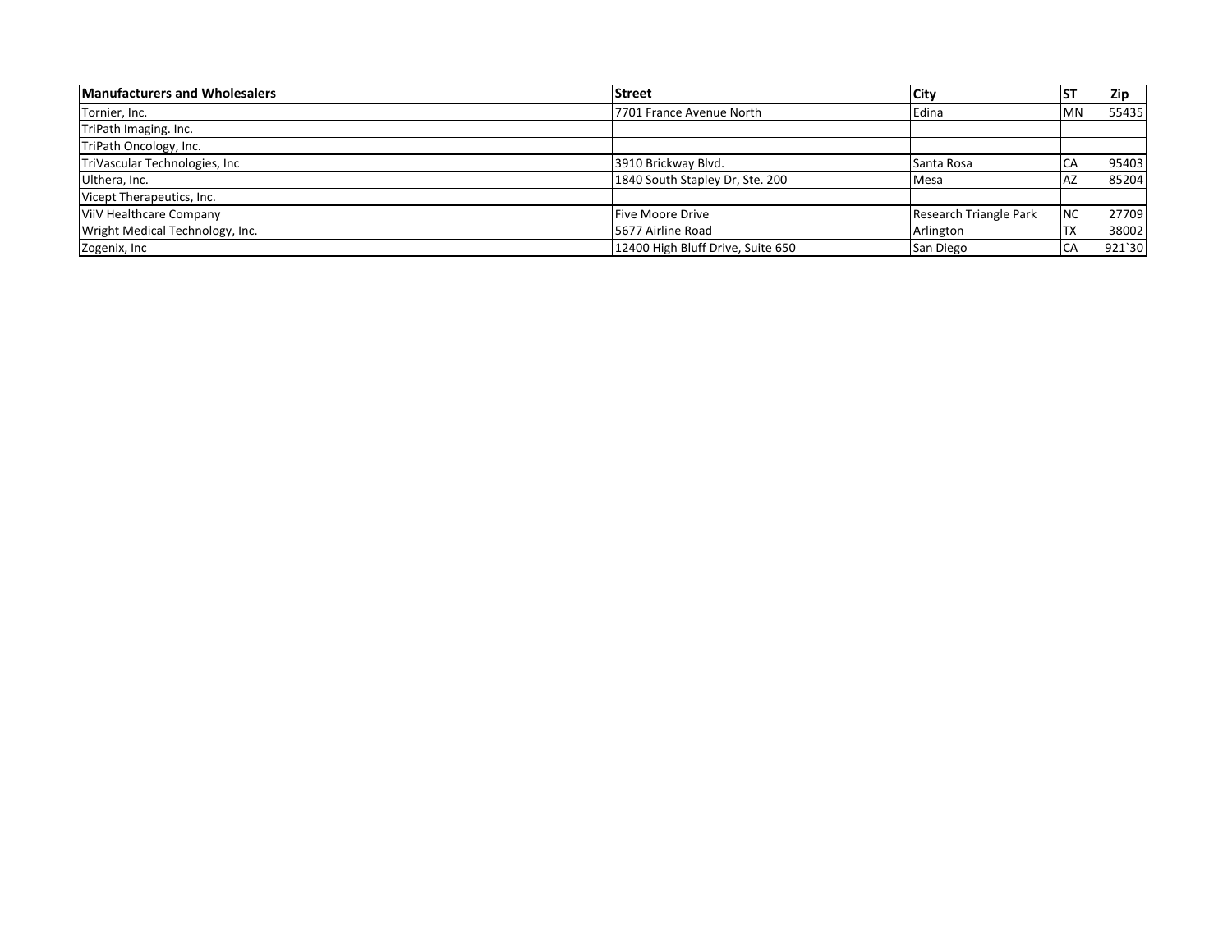| Manufacturers and Wholesalers | Street | City | ST | Zip |
|---|---|---|---|---|
| Tornier, Inc. | 7701 France Avenue North | Edina | MN | 55435 |
| TriPath Imaging. Inc. | | | | |
| TriPath Oncology, Inc. | | | | |
| TriVascular Technologies, Inc | 3910 Brickway Blvd. | Santa Rosa | CA | 95403 |
| Ulthera, Inc. | 1840 South Stapley Dr, Ste. 200 | Mesa | AZ | 85204 |
| Vicept Therapeutics, Inc. | | | | |
| ViiV Healthcare Company | Five Moore Drive | Research Triangle Park | NC | 27709 |
| Wright Medical Technology, Inc. | 5677 Airline Road | Arlington | TX | 38002 |
| Zogenix, Inc | 12400 High Bluff Drive, Suite 650 | San Diego | CA | 921`30 |